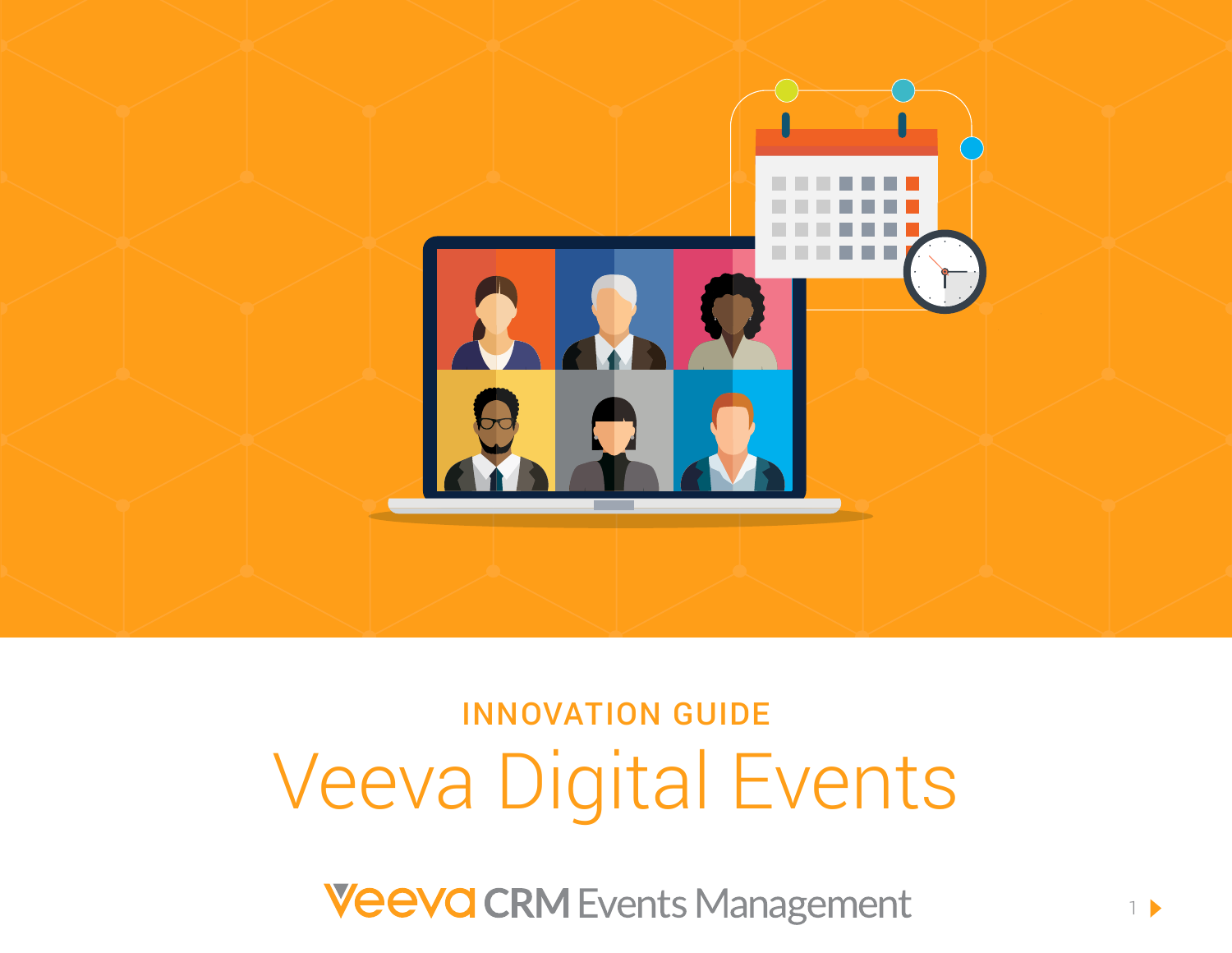INNOVATION GUIDE

# Veeva Digital Events

Veeva CRM Events Management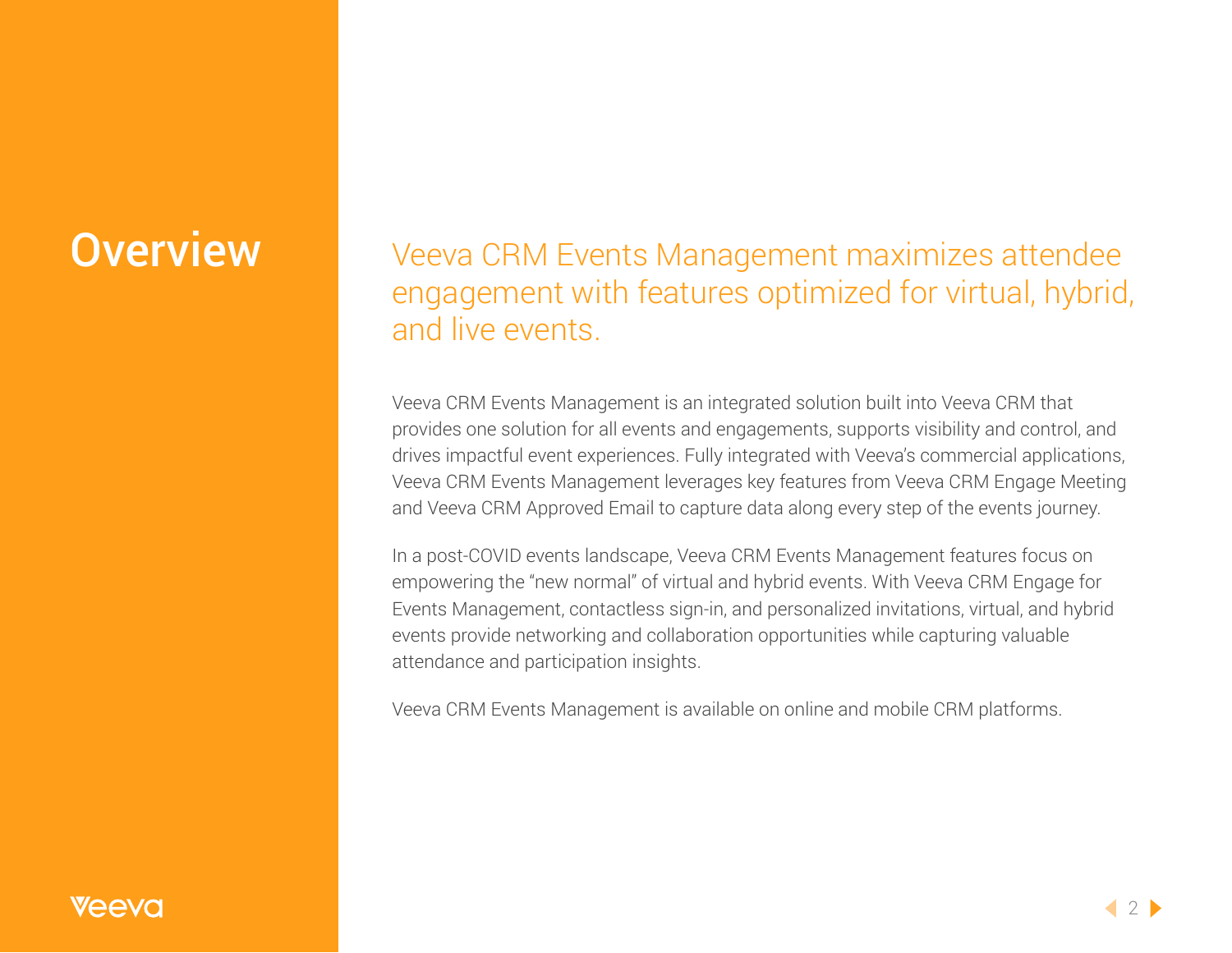# Overview

## Veeva CRM Events Management maximizes attendee engagement with features optimized for virtual, hybrid, and live events.

Veeva CRM Events Management is an integrated solution built into Veeva CRM that provides one solution for all events and engagements, supports visibility and control, and drives impactful event experiences. Fully integrated with Veeva's commercial applications, Veeva CRM Events Management leverages key features from Veeva CRM Engage Meeting and Veeva CRM Approved Email to capture data along every step of the events journey.

In a post-COVID events landscape, Veeva CRM Events Management features focus on empowering the "new normal" of virtual and hybrid events. With Veeva CRM Engage for Events Management, contactless sign-in, and personalized invitations, virtual, and hybrid events provide networking and collaboration opportunities while capturing valuable attendance and participation insights.

Veeva CRM Events Management is available on online and mobile CRM platforms.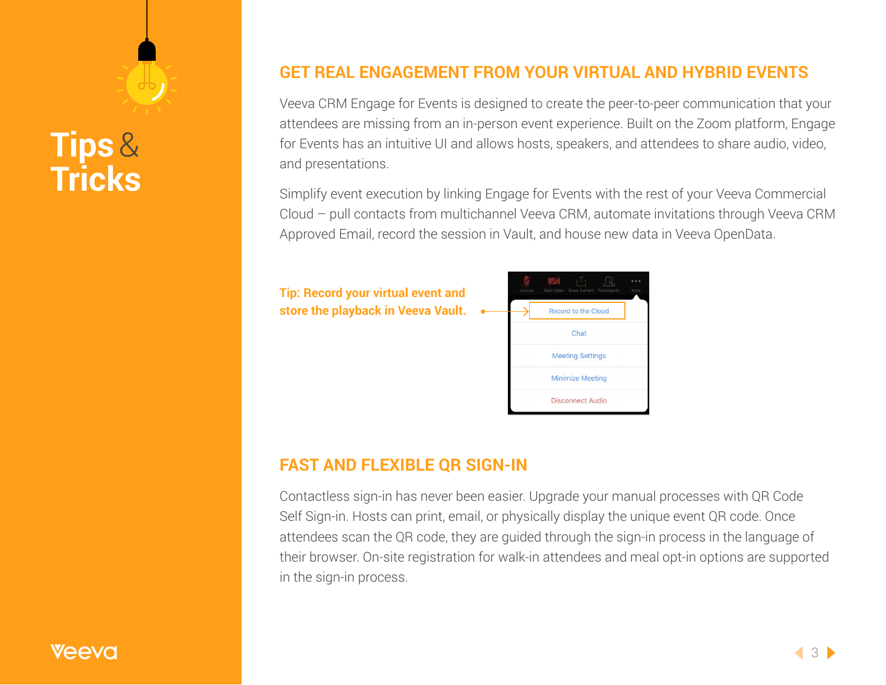# Tips & Tricks

## GET REAL ENGAGEMENT FROM YOUR VIRTUAL AND HYBRID EVENTS

Veeva CRM Engage for Events is designed to create the peer-to-peer communication that your attendees are missing from an in-person event experience. Built on the Zoom platform, Engage for Events has an intuitive UI and allows hosts, speakers, and attendees to share audio, video, and presentations.

Simplify event execution by linking Engage for Events with the rest of your Veeva Commercial Cloud – pull contacts from multichannel Veeva CRM, automate invitations through Veeva CRM Approved Email, record the session in Vault, and house new data in Veeva OpenData.

**Tip: Record your virtual event and store the playback in Veeva Vault.**

## FAST AND FLEXIBLE QR SIGN-IN

Contactless sign-in has never been easier. Upgrade your manual processes with QR Code Self Sign-in. Hosts can print, email, or physically display the unique event QR code. Once attendees scan the QR code, they are guided through the sign-in process in the language of their browser. On-site registration for walk-in attendees and meal opt-in options are supported in the sign-in process.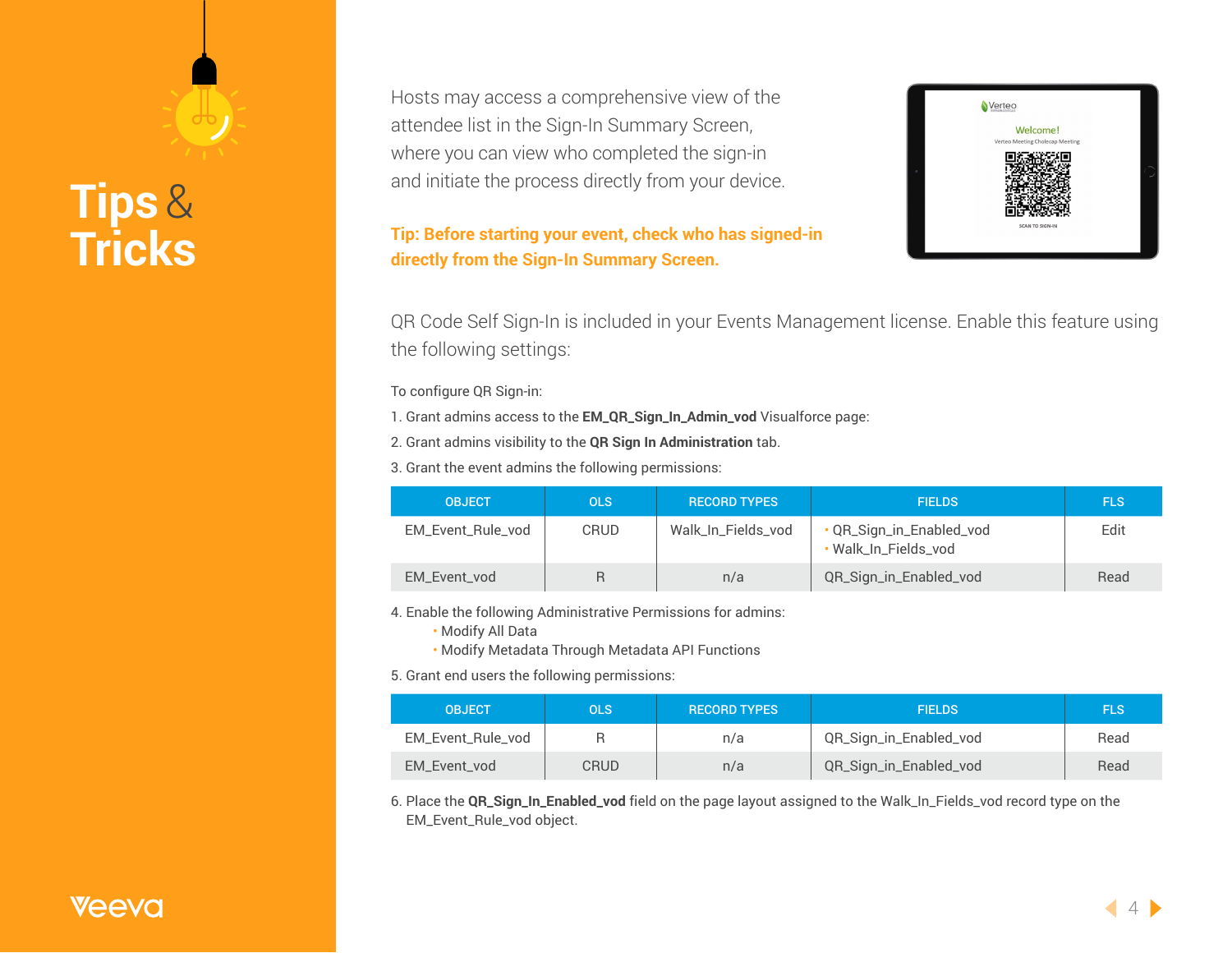# Tips & Tricks

Hosts may access a comprehensive view of the attendee list in the Sign-In Summary Screen, where you can view who completed the sign-in and initiate the process directly from your device.

**Tip: Before starting your event, check who has signed-in directly from the Sign-In Summary Screen.**

QR Code Self Sign-In is included in your Events Management license. Enable this feature using the following settings:

To configure QR Sign-in:

1. Grant admins access to the **EM_QR_Sign_In_Admin_vod** Visualforce page:
2. Grant admins visibility to the **QR Sign In Administration** tab.
3. Grant the event admins the following permissions:

| OBJECT | OLS | RECORD TYPES | FIELDS | FLS |
|---|---|---|---|---|
| EM_Event_Rule_vod | CRUD | Walk_In_Fields_vod | • QR_Sign_in_Enabled_vod<br>• Walk_In_Fields_vod | Edit |
| EM_Event_vod | R | n/a | QR_Sign_in_Enabled_vod | Read |

4. Enable the following Administrative Permissions for admins:
   - Modify All Data
   - Modify Metadata Through Metadata API Functions
5. Grant end users the following permissions:

| OBJECT | OLS | RECORD TYPES | FIELDS | FLS |
|---|---|---|---|---|
| EM_Event_Rule_vod | R | n/a | QR_Sign_in_Enabled_vod | Read |
| EM_Event_vod | CRUD | n/a | QR_Sign_in_Enabled_vod | Read |

6. Place the **QR_Sign_In_Enabled_vod** field on the page layout assigned to the Walk_In_Fields_vod record type on the EM_Event_Rule_vod object.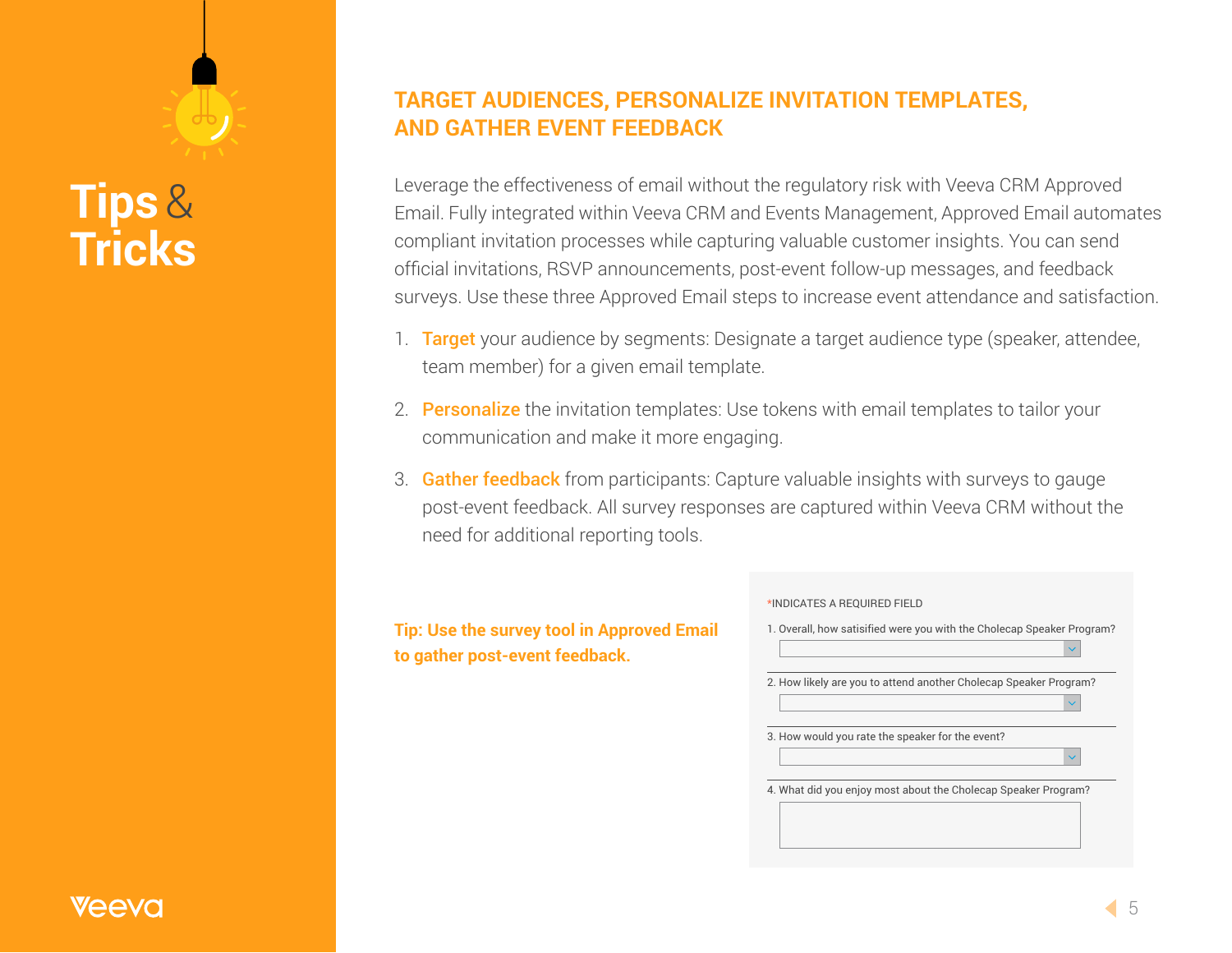# Tips & Tricks

## TARGET AUDIENCES, PERSONALIZE INVITATION TEMPLATES, AND GATHER EVENT FEEDBACK

Leverage the effectiveness of email without the regulatory risk with Veeva CRM Approved Email. Fully integrated within Veeva CRM and Events Management, Approved Email automates compliant invitation processes while capturing valuable customer insights. You can send official invitations, RSVP announcements, post-event follow-up messages, and feedback surveys. Use these three Approved Email steps to increase event attendance and satisfaction.

1. **Target** your audience by segments: Designate a target audience type (speaker, attendee, team member) for a given email template.
2. **Personalize** the invitation templates: Use tokens with email templates to tailor your communication and make it more engaging.
3. **Gather feedback** from participants: Capture valuable insights with surveys to gauge post-event feedback. All survey responses are captured within Veeva CRM without the need for additional reporting tools.

**Tip: Use the survey tool in Approved Email to gather post-event feedback.**

*INDICATES A REQUIRED FIELD

1. Overall, how satisified were you with the Cholecap Speaker Program?
2. How likely are you to attend another Cholecap Speaker Program?
3. How would you rate the speaker for the event?
4. What did you enjoy most about the Cholecap Speaker Program?

Veeva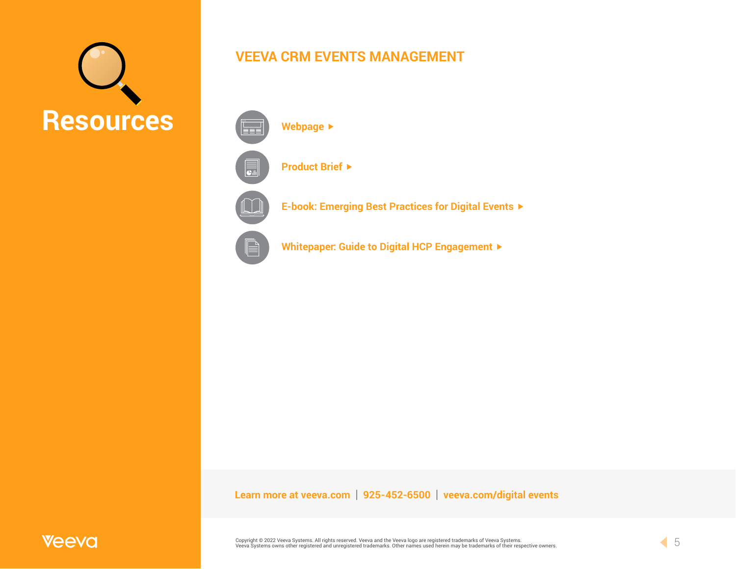# Resources

## VEEVA CRM EVENTS MANAGEMENT

- Webpage ▸
- Product Brief ▸
- E-book: Emerging Best Practices for Digital Events ▸
- Whitepaper: Guide to Digital HCP Engagement ▸

Learn more at veeva.com | 925-452-6500 | veeva.com/digital events

Veeva

Copyright © 2022 Veeva Systems. All rights reserved. Veeva and the Veeva logo are registered trademarks of Veeva Systems. Veeva Systems owns other registered and unregistered trademarks. Other names used herein may be trademarks of their respective owners.